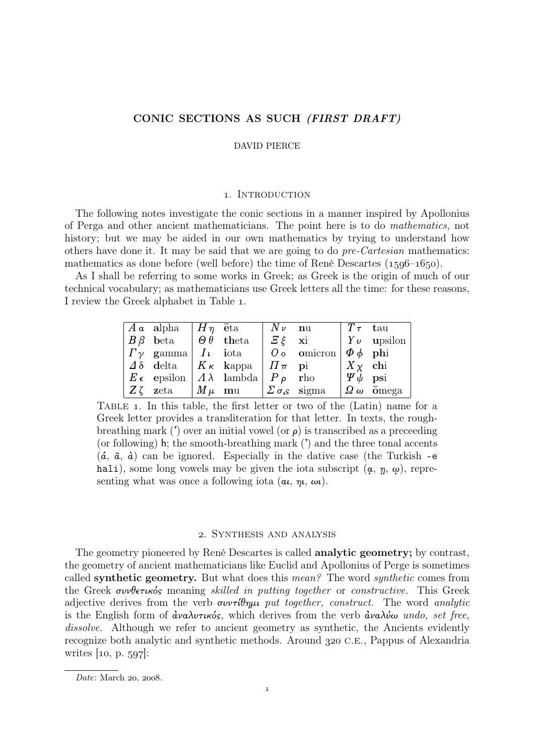# CONIC SECTIONS AS SUCH *(FIRST DRAFT)*

DAVID PIERCE

## 1. Introduction

The following notes investigate the conic sections in a manner inspired by Apollonius of Perga and other ancient mathematicians. The point here is to do *mathematics,* not history; but we may be aided in our own mathematics by trying to understand how others have done it. It may be said that we are going to do *pre-Cartesian* mathematics: mathematics as done before (well before) the time of René Descartes (1596–1650).

As I shall be referring to some works in Greek; as Greek is the origin of much of our technical vocabulary; as mathematicians use Greek letters all the time: for these reasons, I review the Greek alphabet in Table 1.

| | | | | | | | |
|---|---|---|---|---|---|---|---|
| $A\ \alpha$ | **a**lpha | $H\ \eta$ | **ē**ta | $N\ \nu$ | **n**u | $T\ \tau$ | **t**au |
| $B\ \beta$ | **b**eta | $\Theta\ \theta$ | **th**eta | $\Xi\ \xi$ | **x**i | $\Upsilon\ \upsilon$ | **u**psilon |
| $\Gamma\ \gamma$ | **g**amma | $I\ \iota$ | **i**ota | $O\ o$ | **o**micron | $\Phi\ \phi$ | **ph**i |
| $\Delta\ \delta$ | **d**elta | $K\ \kappa$ | **k**appa | $\Pi\ \pi$ | **p**i | $X\ \chi$ | **ch**i |
| $E\ \epsilon$ | **e**psilon | $\Lambda\ \lambda$ | **l**ambda | $P\ \rho$ | **r**ho | $\Psi\ \psi$ | **ps**i |
| $Z\ \zeta$ | **z**eta | $M\ \mu$ | **m**u | $\Sigma\ \sigma,\varsigma$ | **s**igma | $\Omega\ \omega$ | **ō**mega |

Table 1. In this table, the first letter or two of the (Latin) name for a Greek letter provides a transliteration for that letter. In texts, the rough-breathing mark (ʽ) over an initial vowel (or ρ) is transcribed as a preceeding (or following) h; the smooth-breathing mark (ʼ) and the three tonal accents (ά, ᾶ, ὰ) can be ignored. Especially in the dative case (the Turkish `-e hali`), some long vowels may be given the iota subscript (ᾳ, ῃ, ῳ), representing what was once a following iota (αι, ηι, ωι).

## 2. Synthesis and analysis

The geometry pioneered by René Descartes is called **analytic geometry;** by contrast, the geometry of ancient mathematicians like Euclid and Apollonius of Perge is sometimes called **synthetic geometry.** But what does this *mean?* The word *synthetic* comes from the Greek *συνθετικός* meaning *skilled in putting together* or *constructive.* This Greek adjective derives from the verb *συντίθημι put together, construct.* The word *analytic* is the English form of *ἀναλυτικός*, which derives from the verb *ἀναλύω undo, set free, dissolve.* Although we refer to ancient geometry as synthetic, the Ancients evidently recognize both analytic and synthetic methods. Around 320 C.E., Pappus of Alexandria writes [10, p. 597]:

*Date*: March 20, 2008.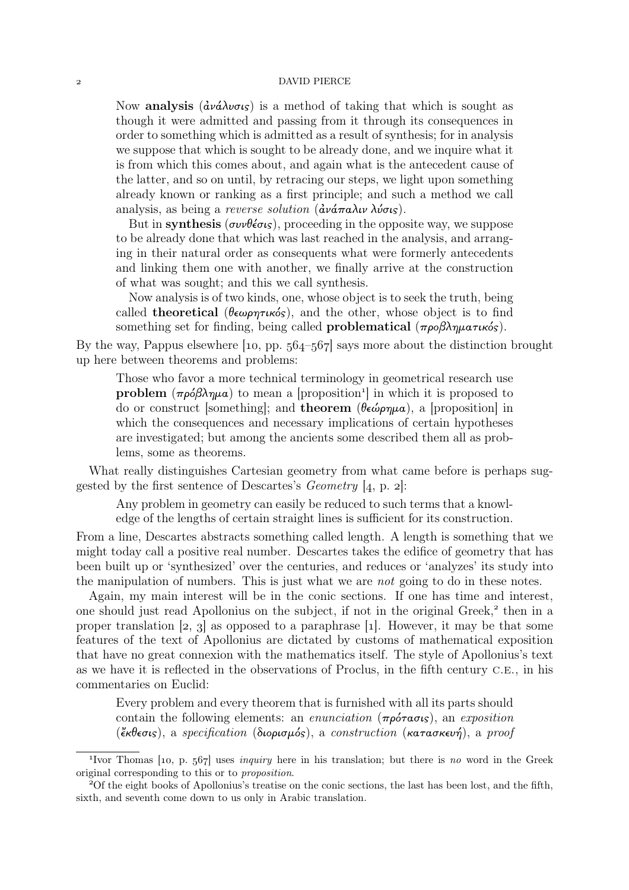Now **analysis** (ἀνάλυσις) is a method of taking that which is sought as though it were admitted and passing from it through its consequences in order to something which is admitted as a result of synthesis; for in analysis we suppose that which is sought to be already done, and we inquire what it is from which this comes about, and again what is the antecedent cause of the latter, and so on until, by retracing our steps, we light upon something already known or ranking as a first principle; and such a method we call analysis, as being a *reverse solution* (ἀνάπαλιν λύσις).

> But in **synthesis** (συνθέσις), proceeding in the opposite way, we suppose to be already done that which was last reached in the analysis, and arranging in their natural order as consequents what were formerly antecedents and linking them one with another, we finally arrive at the construction of what was sought; and this we call synthesis.
>
> Now analysis is of two kinds, one, whose object is to seek the truth, being called **theoretical** (θεωρητικός), and the other, whose object is to find something set for finding, being called **problematical** (προβληματικός).

By the way, Pappus elsewhere [10, pp. 564–567] says more about the distinction brought up here between theorems and problems:

> Those who favor a more technical terminology in geometrical research use **problem** (πρόβλημα) to mean a [proposition[1]] in which it is proposed to do or construct [something]; and **theorem** (θεώρημα), a [proposition] in which the consequences and necessary implications of certain hypotheses are investigated; but among the ancients some described them all as problems, some as theorems.

What really distinguishes Cartesian geometry from what came before is perhaps suggested by the first sentence of Descartes's *Geometry* [4, p. 2]:

> Any problem in geometry can easily be reduced to such terms that a knowledge of the lengths of certain straight lines is sufficient for its construction.

From a line, Descartes abstracts something called length. A length is something that we might today call a positive real number. Descartes takes the edifice of geometry that has been built up or 'synthesized' over the centuries, and reduces or 'analyzes' its study into the manipulation of numbers. This is just what we are *not* going to do in these notes.

Again, my main interest will be in the conic sections. If one has time and interest, one should just read Apollonius on the subject, if not in the original Greek,[2] then in a proper translation [2, 3] as opposed to a paraphrase [1]. However, it may be that some features of the text of Apollonius are dictated by customs of mathematical exposition that have no great connexion with the mathematics itself. The style of Apollonius's text as we have it is reflected in the observations of Proclus, in the fifth century C.E., in his commentaries on Euclid:

> Every problem and every theorem that is furnished with all its parts should contain the following elements: an *enunciation* (πρότασις), an *exposition* (ἔκθεσις), a *specification* (διορισμός), a *construction* (κατασκευή), a *proof*

---

[1] Ivor Thomas [10, p. 567] uses *inquiry* here in his translation; but there is *no* word in the Greek original corresponding to this or to *proposition*.

[2] Of the eight books of Apollonius's treatise on the conic sections, the last has been lost, and the fifth, sixth, and seventh come down to us only in Arabic translation.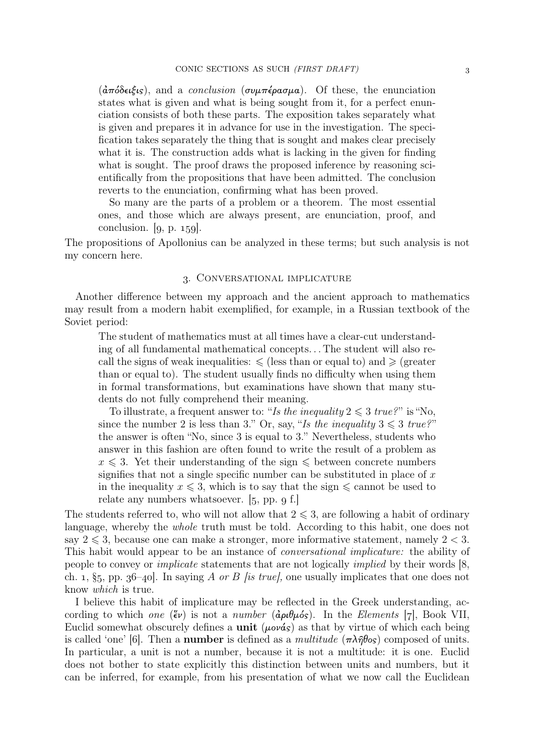> (ἀπόδειξις), and a *conclusion* (συμπέρασμα). Of these, the enunciation states what is given and what is being sought from it, for a perfect enunciation consists of both these parts. The exposition takes separately what is given and prepares it in advance for use in the investigation. The specification takes separately the thing that is sought and makes clear precisely what it is. The construction adds what is lacking in the given for finding what is sought. The proof draws the proposed inference by reasoning scientifically from the propositions that have been admitted. The conclusion reverts to the enunciation, confirming what has been proved.
>
> So many are the parts of a problem or a theorem. The most essential ones, and those which are always present, are enunciation, proof, and conclusion. [9, p. 159].

The propositions of Apollonius can be analyzed in these terms; but such analysis is not my concern here.

## 3. Conversational implicature

Another difference between my approach and the ancient approach to mathematics may result from a modern habit exemplified, for example, in a Russian textbook of the Soviet period:

> The student of mathematics must at all times have a clear-cut understanding of all fundamental mathematical concepts... The student will also recall the signs of weak inequalities: $\leqslant$ (less than or equal to) and $\geqslant$ (greater than or equal to). The student usually finds no difficulty when using them in formal transformations, but examinations have shown that many students do not fully comprehend their meaning.
>
> To illustrate, a frequent answer to: "*Is the inequality* $2 \leqslant 3$ *true?*" is "No, since the number 2 is less than 3." Or, say, "*Is the inequality* $3 \leqslant 3$ *true?*" the answer is often "No, since 3 is equal to 3." Nevertheless, students who answer in this fashion are often found to write the result of a problem as $x \leqslant 3$. Yet their understanding of the sign $\leqslant$ between concrete numbers signifies that not a single specific number can be substituted in place of $x$ in the inequality $x \leqslant 3$, which is to say that the sign $\leqslant$ cannot be used to relate any numbers whatsoever. [5, pp. 9 f.]

The students referred to, who will not allow that $2 \leqslant 3$, are following a habit of ordinary language, whereby the *whole* truth must be told. According to this habit, one does not say $2 \leqslant 3$, because one can make a stronger, more informative statement, namely $2 < 3$. This habit would appear to be an instance of *conversational implicature:* the ability of people to convey or *implicate* statements that are not logically *implied* by their words [8, ch. 1, §5, pp. 36–40]. In saying *A or B [is true],* one usually implicates that one does not know *which* is true.

I believe this habit of implicature may be reflected in the Greek understanding, according to which *one* (ἕν) is not a *number* (ἀριθμός). In the *Elements* [7], Book VII, Euclid somewhat obscurely defines a **unit** (μονάς) as that by virtue of which each being is called 'one' [6]. Then a **number** is defined as a *multitude* (πλῆθος) composed of units. In particular, a unit is not a number, because it is not a multitude: it is one. Euclid does not bother to state explicitly this distinction between units and numbers, but it can be inferred, for example, from his presentation of what we now call the Euclidean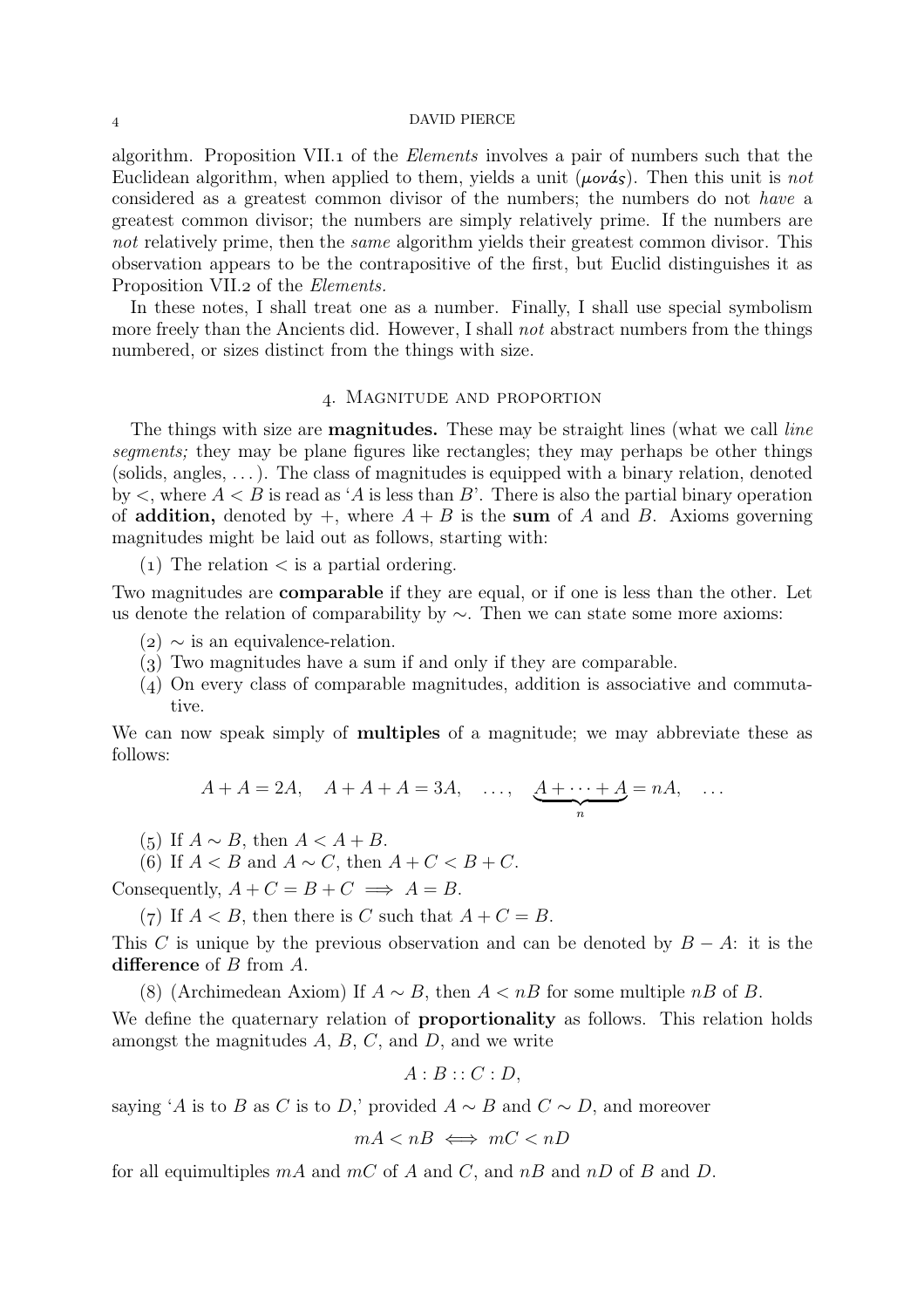algorithm. Proposition VII.1 of the *Elements* involves a pair of numbers such that the Euclidean algorithm, when applied to them, yields a unit (*μονάς*). Then this unit is *not* considered as a greatest common divisor of the numbers; the numbers do not *have* a greatest common divisor; the numbers are simply relatively prime. If the numbers are *not* relatively prime, then the *same* algorithm yields their greatest common divisor. This observation appears to be the contrapositive of the first, but Euclid distinguishes it as Proposition VII.2 of the *Elements*.

In these notes, I shall treat one as a number. Finally, I shall use special symbolism more freely than the Ancients did. However, I shall *not* abstract numbers from the things numbered, or sizes distinct from the things with size.

## 4. Magnitude and proportion

The things with size are **magnitudes.** These may be straight lines (what we call *line segments;* they may be plane figures like rectangles; they may perhaps be other things (solids, angles, ...). The class of magnitudes is equipped with a binary relation, denoted by $<$, where $A < B$ is read as '$A$ is less than $B$'. There is also the partial binary operation of **addition,** denoted by $+$, where $A + B$ is the **sum** of $A$ and $B$. Axioms governing magnitudes might be laid out as follows, starting with:

(1) The relation $<$ is a partial ordering.

Two magnitudes are **comparable** if they are equal, or if one is less than the other. Let us denote the relation of comparability by $\sim$. Then we can state some more axioms:

(2) $\sim$ is an equivalence-relation.
(3) Two magnitudes have a sum if and only if they are comparable.
(4) On every class of comparable magnitudes, addition is associative and commutative.

We can now speak simply of **multiples** of a magnitude; we may abbreviate these as follows:

$$A + A = 2A, \quad A + A + A = 3A, \quad \dots, \quad \underbrace{A + \dots + A}_{n} = nA, \quad \dots$$

(5) If $A \sim B$, then $A < A + B$.
(6) If $A < B$ and $A \sim C$, then $A + C < B + C$.

Consequently, $A + C = B + C \implies A = B$.

(7) If $A < B$, then there is $C$ such that $A + C = B$.

This $C$ is unique by the previous observation and can be denoted by $B - A$: it is the **difference** of $B$ from $A$.

(8) (Archimedean Axiom) If $A \sim B$, then $A < nB$ for some multiple $nB$ of $B$.

We define the quaternary relation of **proportionality** as follows. This relation holds amongst the magnitudes $A$, $B$, $C$, and $D$, and we write

$$A : B :: C : D,$$

saying '$A$ is to $B$ as $C$ is to $D$,' provided $A \sim B$ and $C \sim D$, and moreover

$$mA < nB \iff mC < nD$$

for all equimultiples $mA$ and $mC$ of $A$ and $C$, and $nB$ and $nD$ of $B$ and $D$.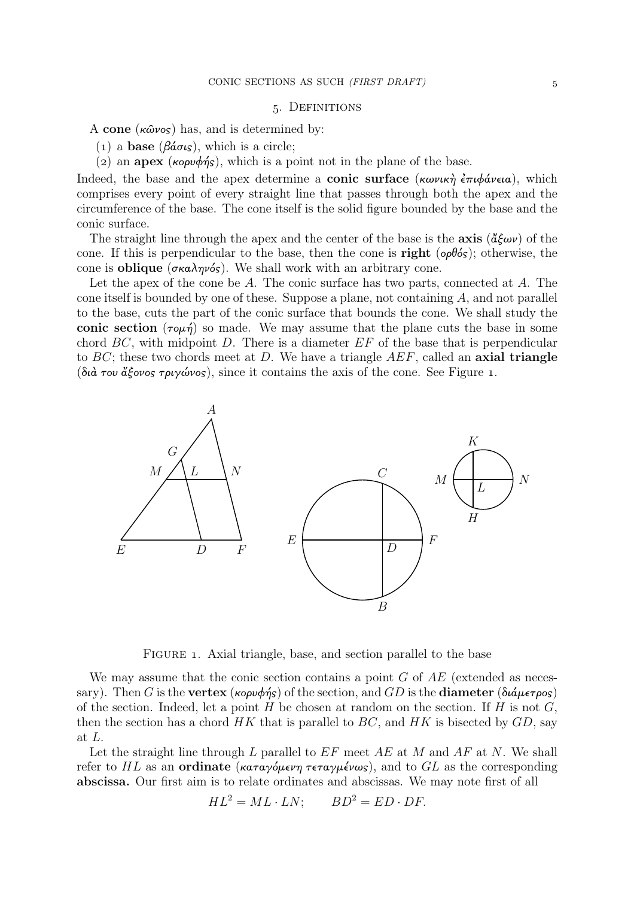## 5. Definitions

A **cone** (κῶνος) has, and is determined by:

(1) a **base** (βάσις), which is a circle;

(2) an **apex** (κορυφής), which is a point not in the plane of the base.

Indeed, the base and the apex determine a **conic surface** (κωνικὴ ἐπιφάνεια), which comprises every point of every straight line that passes through both the apex and the circumference of the base. The cone itself is the solid figure bounded by the base and the conic surface.

The straight line through the apex and the center of the base is the **axis** (ἄξων) of the cone. If this is perpendicular to the base, then the cone is **right** (ορθός); otherwise, the cone is **oblique** (σκαληνός). We shall work with an arbitrary cone.

Let the apex of the cone be $A$. The conic surface has two parts, connected at $A$. The cone itself is bounded by one of these. Suppose a plane, not containing $A$, and not parallel to the base, cuts the part of the conic surface that bounds the cone. We shall study the **conic section** (τομή) so made. We may assume that the plane cuts the base in some chord $BC$, with midpoint $D$. There is a diameter $EF$ of the base that is perpendicular to $BC$; these two chords meet at $D$. We have a triangle $AEF$, called an **axial triangle** (διὰ του ἄξονος τριγώνος), since it contains the axis of the cone. See Figure 1.

Figure 1. Axial triangle, base, and section parallel to the base

We may assume that the conic section contains a point $G$ of $AE$ (extended as necessary). Then $G$ is the **vertex** (κορυφής) of the section, and $GD$ is the **diameter** (διάμετρος) of the section. Indeed, let a point $H$ be chosen at random on the section. If $H$ is not $G$, then the section has a chord $HK$ that is parallel to $BC$, and $HK$ is bisected by $GD$, say at $L$.

Let the straight line through $L$ parallel to $EF$ meet $AE$ at $M$ and $AF$ at $N$. We shall refer to $HL$ as an **ordinate** (καταγόμενη τεταγμένως), and to $GL$ as the corresponding **abscissa.** Our first aim is to relate ordinates and abscissas. We may note first of all

$$HL^2 = ML \cdot LN; \qquad BD^2 = ED \cdot DF.$$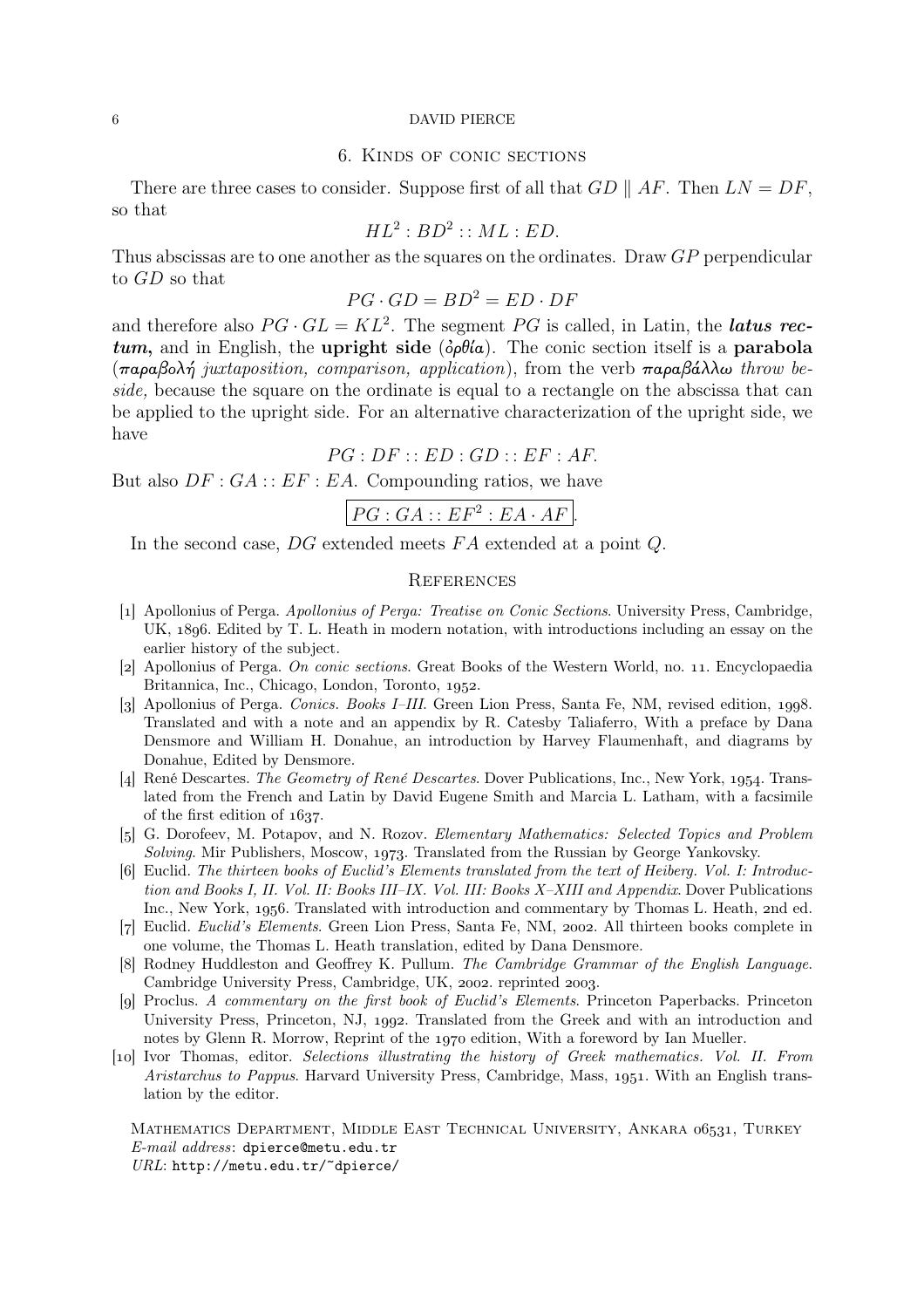## 6. Kinds of conic sections

There are three cases to consider. Suppose first of all that $GD \parallel AF$. Then $LN = DF$, so that

$$HL^2 : BD^2 :: ML : ED.$$

Thus abscissas are to one another as the squares on the ordinates. Draw $GP$ perpendicular to $GD$ so that

$$PG \cdot GD = BD^2 = ED \cdot DF$$

and therefore also $PG \cdot GL = KL^2$. The segment $PG$ is called, in Latin, the ***latus rectum,*** and in English, the **upright side** (ὀρθία). The conic section itself is a **parabola** (*παραβολή juxtaposition, comparison, application*), from the verb *παραβάλλω throw beside,* because the square on the ordinate is equal to a rectangle on the abscissa that can be applied to the upright side. For an alternative characterization of the upright side, we have

$$PG : DF :: ED : GD :: EF : AF.$$

But also $DF : GA :: EF : EA$. Compounding ratios, we have

$$\boxed{PG : GA :: EF^2 : EA \cdot AF}.$$

In the second case, $DG$ extended meets $FA$ extended at a point $Q$.

## References

[1] Apollonius of Perga. *Apollonius of Perga: Treatise on Conic Sections*. University Press, Cambridge, UK, 1896. Edited by T. L. Heath in modern notation, with introductions including an essay on the earlier history of the subject.

[2] Apollonius of Perga. *On conic sections*. Great Books of the Western World, no. 11. Encyclopaedia Britannica, Inc., Chicago, London, Toronto, 1952.

[3] Apollonius of Perga. *Conics. Books I–III*. Green Lion Press, Santa Fe, NM, revised edition, 1998. Translated and with a note and an appendix by R. Catesby Taliaferro, With a preface by Dana Densmore and William H. Donahue, an introduction by Harvey Flaumenhaft, and diagrams by Donahue, Edited by Densmore.

[4] René Descartes. *The Geometry of René Descartes*. Dover Publications, Inc., New York, 1954. Translated from the French and Latin by David Eugene Smith and Marcia L. Latham, with a facsimile of the first edition of 1637.

[5] G. Dorofeev, M. Potapov, and N. Rozov. *Elementary Mathematics: Selected Topics and Problem Solving*. Mir Publishers, Moscow, 1973. Translated from the Russian by George Yankovsky.

[6] Euclid. *The thirteen books of Euclid's Elements translated from the text of Heiberg. Vol. I: Introduction and Books I, II. Vol. II: Books III–IX. Vol. III: Books X–XIII and Appendix*. Dover Publications Inc., New York, 1956. Translated with introduction and commentary by Thomas L. Heath, 2nd ed.

[7] Euclid. *Euclid's Elements*. Green Lion Press, Santa Fe, NM, 2002. All thirteen books complete in one volume, the Thomas L. Heath translation, edited by Dana Densmore.

[8] Rodney Huddleston and Geoffrey K. Pullum. *The Cambridge Grammar of the English Language*. Cambridge University Press, Cambridge, UK, 2002. reprinted 2003.

[9] Proclus. *A commentary on the first book of Euclid's Elements*. Princeton Paperbacks. Princeton University Press, Princeton, NJ, 1992. Translated from the Greek and with an introduction and notes by Glenn R. Morrow, Reprint of the 1970 edition, With a foreword by Ian Mueller.

[10] Ivor Thomas, editor. *Selections illustrating the history of Greek mathematics. Vol. II. From Aristarchus to Pappus*. Harvard University Press, Cambridge, Mass, 1951. With an English translation by the editor.

Mathematics Department, Middle East Technical University, Ankara 06531, Turkey
*E-mail address*: dpierce@metu.edu.tr
*URL*: http://metu.edu.tr/~dpierce/